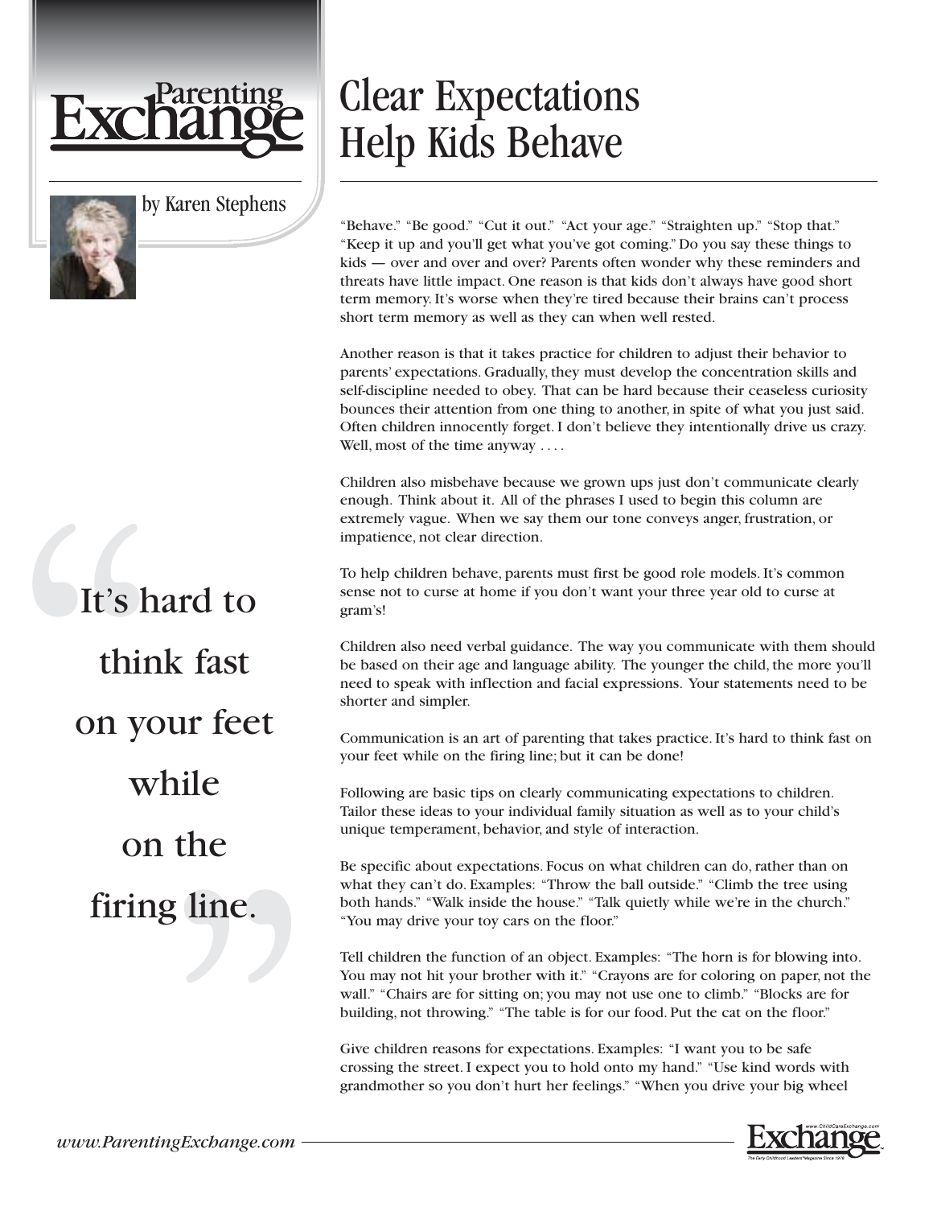# Clear Expectations Help Kids Behave

by Karen Stephens

"Behave." "Be good." "Cut it out." "Act your age." "Straighten up." "Stop that." "Keep it up and you'll get what you've got coming." Do you say these things to kids — over and over and over? Parents often wonder why these reminders and threats have little impact. One reason is that kids don't always have good short term memory. It's worse when they're tired because their brains can't process short term memory as well as they can when well rested.

Another reason is that it takes practice for children to adjust their behavior to parents' expectations. Gradually, they must develop the concentration skills and self-discipline needed to obey. That can be hard because their ceaseless curiosity bounces their attention from one thing to another, in spite of what you just said. Often children innocently forget. I don't believe they intentionally drive us crazy. Well, most of the time anyway . . . .

Children also misbehave because we grown ups just don't communicate clearly enough. Think about it. All of the phrases I used to begin this column are extremely vague. When we say them our tone conveys anger, frustration, or impatience, not clear direction.

> "It's hard to think fast on your feet while on the firing line."

To help children behave, parents must first be good role models. It's common sense not to curse at home if you don't want your three year old to curse at gram's!

Children also need verbal guidance. The way you communicate with them should be based on their age and language ability. The younger the child, the more you'll need to speak with inflection and facial expressions. Your statements need to be shorter and simpler.

Communication is an art of parenting that takes practice. It's hard to think fast on your feet while on the firing line; but it can be done!

Following are basic tips on clearly communicating expectations to children. Tailor these ideas to your individual family situation as well as to your child's unique temperament, behavior, and style of interaction.

Be specific about expectations. Focus on what children can do, rather than on what they can't do. Examples: "Throw the ball outside." "Climb the tree using both hands." "Walk inside the house." "Talk quietly while we're in the church." "You may drive your toy cars on the floor."

Tell children the function of an object. Examples: "The horn is for blowing into. You may not hit your brother with it." "Crayons are for coloring on paper, not the wall." "Chairs are for sitting on; you may not use one to climb." "Blocks are for building, not throwing." "The table is for our food. Put the cat on the floor."

Give children reasons for expectations. Examples: "I want you to be safe crossing the street. I expect you to hold onto my hand." "Use kind words with grandmother so you don't hurt her feelings." "When you drive your big wheel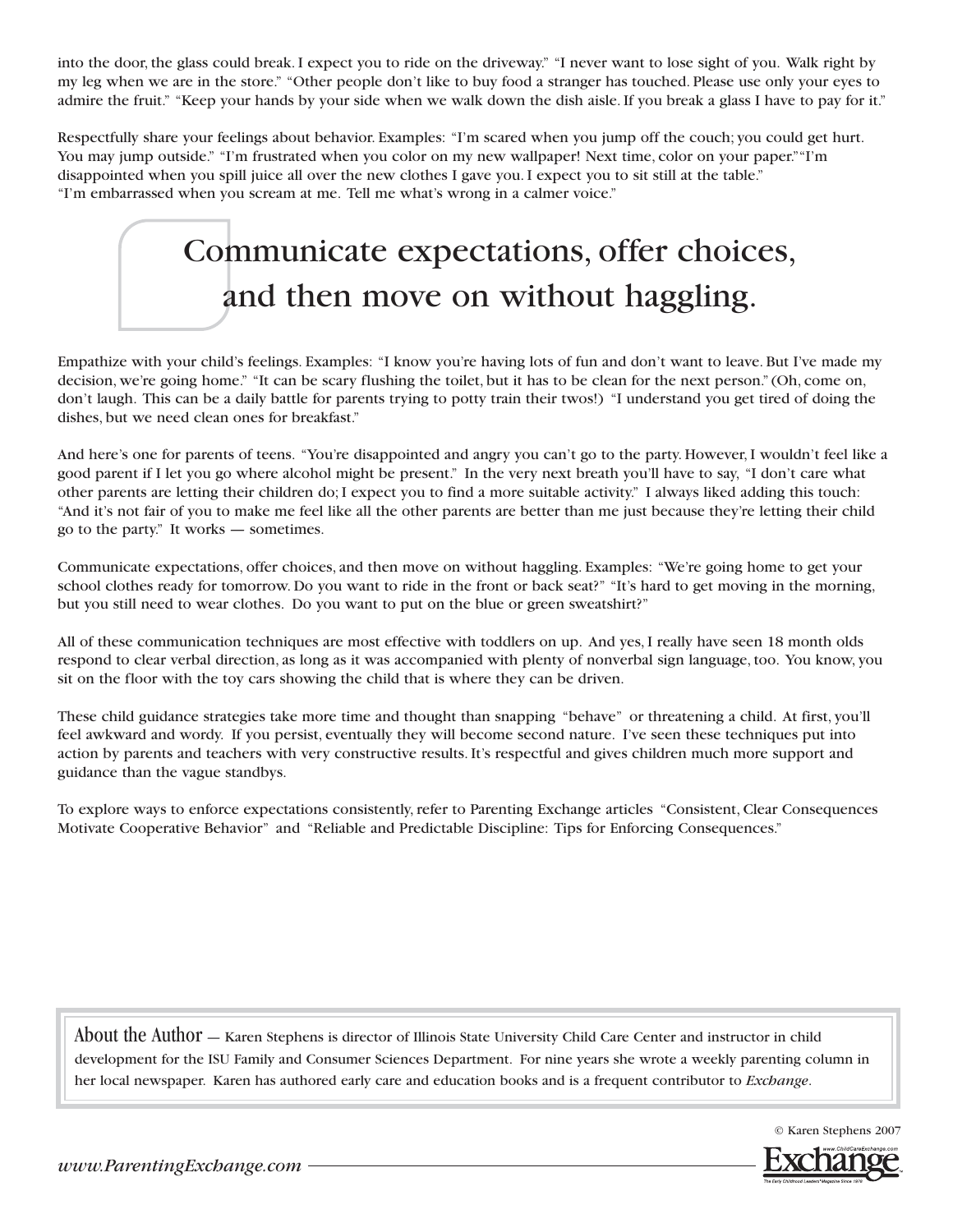into the door, the glass could break. I expect you to ride on the driveway." "I never want to lose sight of you. Walk right by my leg when we are in the store." "Other people don't like to buy food a stranger has touched. Please use only your eyes to admire the fruit." "Keep your hands by your side when we walk down the dish aisle. If you break a glass I have to pay for it."

Respectfully share your feelings about behavior. Examples: "I'm scared when you jump off the couch; you could get hurt. You may jump outside." "I'm frustrated when you color on my new wallpaper! Next time, color on your paper." "I'm disappointed when you spill juice all over the new clothes I gave you. I expect you to sit still at the table." "I'm embarrassed when you scream at me. Tell me what's wrong in a calmer voice."

> Communicate expectations, offer choices, and then move on without haggling.

Empathize with your child's feelings. Examples: "I know you're having lots of fun and don't want to leave. But I've made my decision, we're going home." "It can be scary flushing the toilet, but it has to be clean for the next person." (Oh, come on, don't laugh. This can be a daily battle for parents trying to potty train their twos!) "I understand you get tired of doing the dishes, but we need clean ones for breakfast."

And here's one for parents of teens. "You're disappointed and angry you can't go to the party. However, I wouldn't feel like a good parent if I let you go where alcohol might be present." In the very next breath you'll have to say, "I don't care what other parents are letting their children do; I expect you to find a more suitable activity." I always liked adding this touch: "And it's not fair of you to make me feel like all the other parents are better than me just because they're letting their child go to the party." It works — sometimes.

Communicate expectations, offer choices, and then move on without haggling. Examples: "We're going home to get your school clothes ready for tomorrow. Do you want to ride in the front or back seat?" "It's hard to get moving in the morning, but you still need to wear clothes. Do you want to put on the blue or green sweatshirt?"

All of these communication techniques are most effective with toddlers on up. And yes, I really have seen 18 month olds respond to clear verbal direction, as long as it was accompanied with plenty of nonverbal sign language, too. You know, you sit on the floor with the toy cars showing the child that is where they can be driven.

These child guidance strategies take more time and thought than snapping "behave" or threatening a child. At first, you'll feel awkward and wordy. If you persist, eventually they will become second nature. I've seen these techniques put into action by parents and teachers with very constructive results. It's respectful and gives children much more support and guidance than the vague standbys.

To explore ways to enforce expectations consistently, refer to Parenting Exchange articles "Consistent, Clear Consequences Motivate Cooperative Behavior" and "Reliable and Predictable Discipline: Tips for Enforcing Consequences."

About the Author — Karen Stephens is director of Illinois State University Child Care Center and instructor in child development for the ISU Family and Consumer Sciences Department. For nine years she wrote a weekly parenting column in her local newspaper. Karen has authored early care and education books and is a frequent contributor to *Exchange*.

© Karen Stephens 2007

*www.ParentingExchange.com*